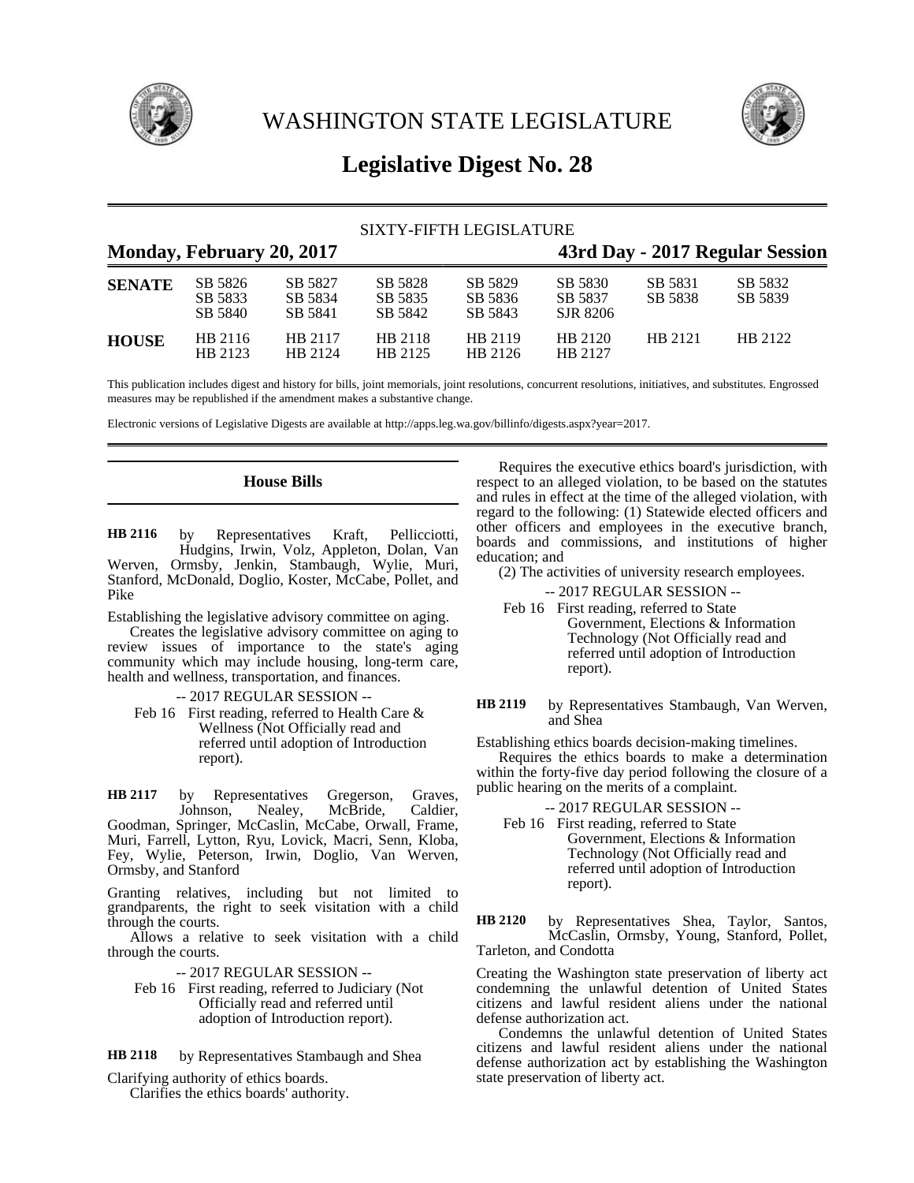# WASHINGTON STATE LEGISLATURE

## Legislative Digest No. 28

SIXTY-FIFTH LEGISLATURE

**Monday, February 20, 2017** | **43rd Day - 2017 Regular Session**

| | | | | | | | |
|---|---|---|---|---|---|---|---|
| **SENATE** | SB 5826 | SB 5827 | SB 5828 | SB 5829 | SB 5830 | SB 5831 | SB 5832 |
| | SB 5833 | SB 5834 | SB 5835 | SB 5836 | SB 5837 | SB 5838 | SB 5839 |
| | SB 5840 | SB 5841 | SB 5842 | SB 5843 | SJR 8206 | | |
| **HOUSE** | HB 2116 | HB 2117 | HB 2118 | HB 2119 | HB 2120 | HB 2121 | HB 2122 |
| | HB 2123 | HB 2124 | HB 2125 | HB 2126 | HB 2127 | | |

This publication includes digest and history for bills, joint memorials, joint resolutions, concurrent resolutions, initiatives, and substitutes. Engrossed measures may be republished if the amendment makes a substantive change.

Electronic versions of Legislative Digests are available at http://apps.leg.wa.gov/billinfo/digests.aspx?year=2017.

## House Bills

**HB 2116** by Representatives Kraft, Pellicciotti, Hudgins, Irwin, Volz, Appleton, Dolan, Van Werven, Ormsby, Jenkin, Stambaugh, Wylie, Muri, Stanford, McDonald, Doglio, Koster, McCabe, Pollet, and Pike

Establishing the legislative advisory committee on aging.

Creates the legislative advisory committee on aging to review issues of importance to the state's aging community which may include housing, long-term care, health and wellness, transportation, and finances.

-- 2017 REGULAR SESSION --

Feb 16 First reading, referred to Health Care & Wellness (Not Officially read and referred until adoption of Introduction report).

**HB 2117** by Representatives Gregerson, Graves, Johnson, Nealey, McBride, Caldier, Goodman, Springer, McCaslin, McCabe, Orwall, Frame, Muri, Farrell, Lytton, Ryu, Lovick, Macri, Senn, Kloba, Fey, Wylie, Peterson, Irwin, Doglio, Van Werven, Ormsby, and Stanford

Granting relatives, including but not limited to grandparents, the right to seek visitation with a child through the courts.

Allows a relative to seek visitation with a child through the courts.

-- 2017 REGULAR SESSION --

Feb 16 First reading, referred to Judiciary (Not Officially read and referred until adoption of Introduction report).

**HB 2118** by Representatives Stambaugh and Shea

Clarifying authority of ethics boards.

Clarifies the ethics boards' authority.

Requires the executive ethics board's jurisdiction, with respect to an alleged violation, to be based on the statutes and rules in effect at the time of the alleged violation, with regard to the following: (1) Statewide elected officers and other officers and employees in the executive branch, boards and commissions, and institutions of higher education; and

(2) The activities of university research employees.

-- 2017 REGULAR SESSION --

Feb 16 First reading, referred to State Government, Elections & Information Technology (Not Officially read and referred until adoption of Introduction report).

**HB 2119** by Representatives Stambaugh, Van Werven, and Shea

Establishing ethics boards decision-making timelines.

Requires the ethics boards to make a determination within the forty-five day period following the closure of a public hearing on the merits of a complaint.

-- 2017 REGULAR SESSION --

Feb 16 First reading, referred to State Government, Elections & Information Technology (Not Officially read and referred until adoption of Introduction report).

**HB 2120** by Representatives Shea, Taylor, Santos, McCaslin, Ormsby, Young, Stanford, Pollet, Tarleton, and Condotta

Creating the Washington state preservation of liberty act condemning the unlawful detention of United States citizens and lawful resident aliens under the national defense authorization act.

Condemns the unlawful detention of United States citizens and lawful resident aliens under the national defense authorization act by establishing the Washington state preservation of liberty act.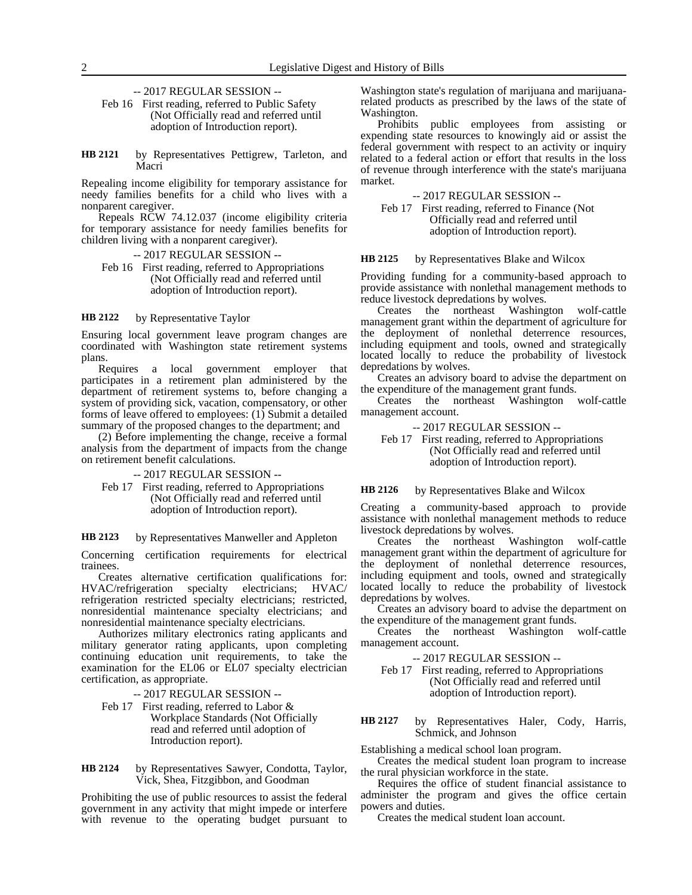-- 2017 REGULAR SESSION --

Feb 16 First reading, referred to Public Safety (Not Officially read and referred until adoption of Introduction report).

**HB 2121** by Representatives Pettigrew, Tarleton, and Macri

Repealing income eligibility for temporary assistance for needy families benefits for a child who lives with a nonparent caregiver.

Repeals RCW 74.12.037 (income eligibility criteria for temporary assistance for needy families benefits for children living with a nonparent caregiver).

-- 2017 REGULAR SESSION --

Feb 16 First reading, referred to Appropriations (Not Officially read and referred until adoption of Introduction report).

**HB 2122** by Representative Taylor

Ensuring local government leave program changes are coordinated with Washington state retirement systems plans.

Requires a local government employer that participates in a retirement plan administered by the department of retirement systems to, before changing a system of providing sick, vacation, compensatory, or other forms of leave offered to employees: (1) Submit a detailed summary of the proposed changes to the department; and

(2) Before implementing the change, receive a formal analysis from the department of impacts from the change on retirement benefit calculations.

-- 2017 REGULAR SESSION --

Feb 17 First reading, referred to Appropriations (Not Officially read and referred until adoption of Introduction report).

**HB 2123** by Representatives Manweller and Appleton

Concerning certification requirements for electrical trainees.

Creates alternative certification qualifications for: HVAC/refrigeration specialty electricians; HVAC/refrigeration restricted specialty electricians; restricted, nonresidential maintenance specialty electricians; and nonresidential maintenance specialty electricians.

Authorizes military electronics rating applicants and military generator rating applicants, upon completing continuing education unit requirements, to take the examination for the EL06 or EL07 specialty electrician certification, as appropriate.

-- 2017 REGULAR SESSION --

Feb 17 First reading, referred to Labor & Workplace Standards (Not Officially read and referred until adoption of Introduction report).

**HB 2124** by Representatives Sawyer, Condotta, Taylor, Vick, Shea, Fitzgibbon, and Goodman

Prohibiting the use of public resources to assist the federal government in any activity that might impede or interfere with revenue to the operating budget pursuant to Washington state's regulation of marijuana and marijuana-related products as prescribed by the laws of the state of Washington.

Prohibits public employees from assisting or expending state resources to knowingly aid or assist the federal government with respect to an activity or inquiry related to a federal action or effort that results in the loss of revenue through interference with the state's marijuana market.

-- 2017 REGULAR SESSION --

Feb 17 First reading, referred to Finance (Not Officially read and referred until adoption of Introduction report).

**HB 2125** by Representatives Blake and Wilcox

Providing funding for a community-based approach to provide assistance with nonlethal management methods to reduce livestock depredations by wolves.

Creates the northeast Washington wolf-cattle management grant within the department of agriculture for the deployment of nonlethal deterrence resources, including equipment and tools, owned and strategically located locally to reduce the probability of livestock depredations by wolves.

Creates an advisory board to advise the department on the expenditure of the management grant funds.

Creates the northeast Washington wolf-cattle management account.

-- 2017 REGULAR SESSION --

Feb 17 First reading, referred to Appropriations (Not Officially read and referred until adoption of Introduction report).

**HB 2126** by Representatives Blake and Wilcox

Creating a community-based approach to provide assistance with nonlethal management methods to reduce livestock depredations by wolves.

Creates the northeast Washington wolf-cattle management grant within the department of agriculture for the deployment of nonlethal deterrence resources, including equipment and tools, owned and strategically located locally to reduce the probability of livestock depredations by wolves.

Creates an advisory board to advise the department on the expenditure of the management grant funds.

Creates the northeast Washington wolf-cattle management account.

-- 2017 REGULAR SESSION --

Feb 17 First reading, referred to Appropriations (Not Officially read and referred until adoption of Introduction report).

**HB 2127** by Representatives Haler, Cody, Harris, Schmick, and Johnson

Establishing a medical school loan program.

Creates the medical student loan program to increase the rural physician workforce in the state.

Requires the office of student financial assistance to administer the program and gives the office certain powers and duties.

Creates the medical student loan account.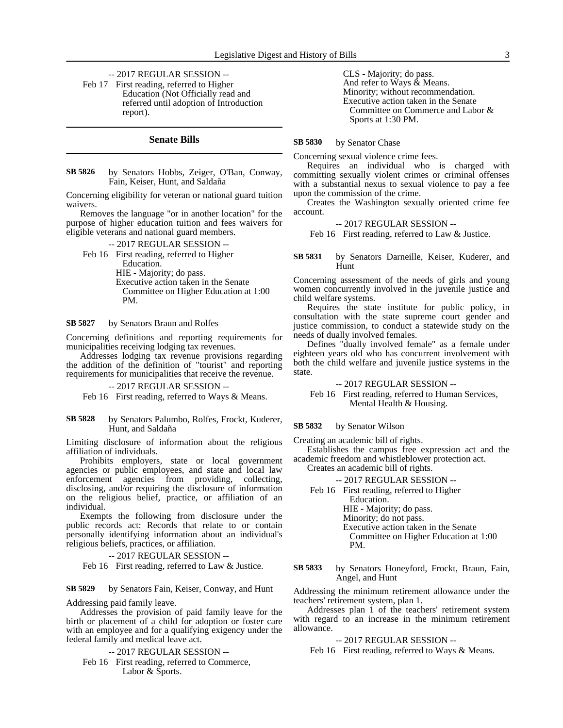-- 2017 REGULAR SESSION --

Feb 17 First reading, referred to Higher Education (Not Officially read and referred until adoption of Introduction report).

## Senate Bills

**SB 5826** by Senators Hobbs, Zeiger, O'Ban, Conway, Fain, Keiser, Hunt, and Saldaña

Concerning eligibility for veteran or national guard tuition waivers.

Removes the language "or in another location" for the purpose of higher education tuition and fees waivers for eligible veterans and national guard members.

-- 2017 REGULAR SESSION --

Feb 16 First reading, referred to Higher Education.
HIE - Majority; do pass.
Executive action taken in the Senate Committee on Higher Education at 1:00 PM.

**SB 5827** by Senators Braun and Rolfes

Concerning definitions and reporting requirements for municipalities receiving lodging tax revenues.

Addresses lodging tax revenue provisions regarding the addition of the definition of "tourist" and reporting requirements for municipalities that receive the revenue.

-- 2017 REGULAR SESSION --

Feb 16 First reading, referred to Ways & Means.

**SB 5828** by Senators Palumbo, Rolfes, Frockt, Kuderer, Hunt, and Saldaña

Limiting disclosure of information about the religious affiliation of individuals.

Prohibits employers, state or local government agencies or public employees, and state and local law enforcement agencies from providing, collecting, disclosing, and/or requiring the disclosure of information on the religious belief, practice, or affiliation of an individual.

Exempts the following from disclosure under the public records act: Records that relate to or contain personally identifying information about an individual's religious beliefs, practices, or affiliation.

-- 2017 REGULAR SESSION --

Feb 16 First reading, referred to Law & Justice.

**SB 5829** by Senators Fain, Keiser, Conway, and Hunt

Addressing paid family leave.

Addresses the provision of paid family leave for the birth or placement of a child for adoption or foster care with an employee and for a qualifying exigency under the federal family and medical leave act.

-- 2017 REGULAR SESSION --

Feb 16 First reading, referred to Commerce, Labor & Sports.
CLS - Majority; do pass.
And refer to Ways & Means.
Minority; without recommendation.
Executive action taken in the Senate Committee on Commerce and Labor & Sports at 1:30 PM.

**SB 5830** by Senator Chase

Concerning sexual violence crime fees.

Requires an individual who is charged with committing sexually violent crimes or criminal offenses with a substantial nexus to sexual violence to pay a fee upon the commission of the crime.

Creates the Washington sexually oriented crime fee account.

-- 2017 REGULAR SESSION --

Feb 16 First reading, referred to Law & Justice.

**SB 5831** by Senators Darneille, Keiser, Kuderer, and Hunt

Concerning assessment of the needs of girls and young women concurrently involved in the juvenile justice and child welfare systems.

Requires the state institute for public policy, in consultation with the state supreme court gender and justice commission, to conduct a statewide study on the needs of dually involved females.

Defines "dually involved female" as a female under eighteen years old who has concurrent involvement with both the child welfare and juvenile justice systems in the state.

-- 2017 REGULAR SESSION --

Feb 16 First reading, referred to Human Services, Mental Health & Housing.

**SB 5832** by Senator Wilson

Creating an academic bill of rights.

Establishes the campus free expression act and the academic freedom and whistleblower protection act.

Creates an academic bill of rights.

-- 2017 REGULAR SESSION --

Feb 16 First reading, referred to Higher Education.
HIE - Majority; do pass.
Minority; do not pass.
Executive action taken in the Senate Committee on Higher Education at 1:00 PM.

**SB 5833** by Senators Honeyford, Frockt, Braun, Fain, Angel, and Hunt

Addressing the minimum retirement allowance under the teachers' retirement system, plan 1.

Addresses plan 1 of the teachers' retirement system with regard to an increase in the minimum retirement allowance.

-- 2017 REGULAR SESSION --

Feb 16 First reading, referred to Ways & Means.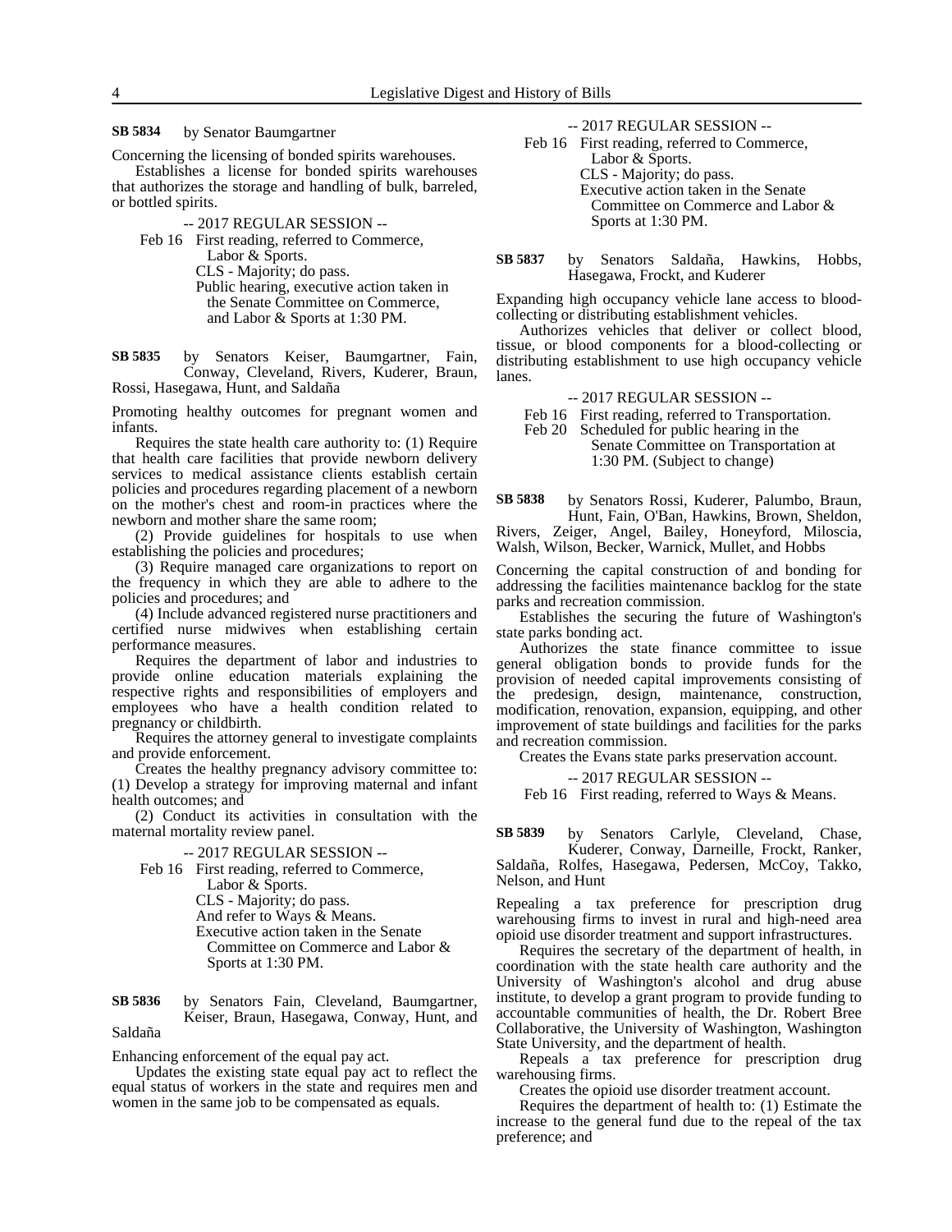**SB 5834** by Senator Baumgartner

Concerning the licensing of bonded spirits warehouses.

Establishes a license for bonded spirits warehouses that authorizes the storage and handling of bulk, barreled, or bottled spirits.

-- 2017 REGULAR SESSION --

Feb 16 First reading, referred to Commerce, Labor & Sports.
CLS - Majority; do pass.
Public hearing, executive action taken in the Senate Committee on Commerce, and Labor & Sports at 1:30 PM.

**SB 5835** by Senators Keiser, Baumgartner, Fain, Conway, Cleveland, Rivers, Kuderer, Braun, Rossi, Hasegawa, Hunt, and Saldaña

Promoting healthy outcomes for pregnant women and infants.

Requires the state health care authority to: (1) Require that health care facilities that provide newborn delivery services to medical assistance clients establish certain policies and procedures regarding placement of a newborn on the mother's chest and room-in practices where the newborn and mother share the same room;

(2) Provide guidelines for hospitals to use when establishing the policies and procedures;

(3) Require managed care organizations to report on the frequency in which they are able to adhere to the policies and procedures; and

(4) Include advanced registered nurse practitioners and certified nurse midwives when establishing certain performance measures.

Requires the department of labor and industries to provide online education materials explaining the respective rights and responsibilities of employers and employees who have a health condition related to pregnancy or childbirth.

Requires the attorney general to investigate complaints and provide enforcement.

Creates the healthy pregnancy advisory committee to: (1) Develop a strategy for improving maternal and infant health outcomes; and

(2) Conduct its activities in consultation with the maternal mortality review panel.

-- 2017 REGULAR SESSION --

Feb 16 First reading, referred to Commerce, Labor & Sports.
CLS - Majority; do pass.
And refer to Ways & Means.
Executive action taken in the Senate Committee on Commerce and Labor & Sports at 1:30 PM.

**SB 5836** by Senators Fain, Cleveland, Baumgartner, Keiser, Braun, Hasegawa, Conway, Hunt, and Saldaña

Enhancing enforcement of the equal pay act.

Updates the existing state equal pay act to reflect the equal status of workers in the state and requires men and women in the same job to be compensated as equals.

-- 2017 REGULAR SESSION --

Feb 16 First reading, referred to Commerce, Labor & Sports.
CLS - Majority; do pass.
Executive action taken in the Senate Committee on Commerce and Labor & Sports at 1:30 PM.

**SB 5837** by Senators Saldaña, Hawkins, Hobbs, Hasegawa, Frockt, and Kuderer

Expanding high occupancy vehicle lane access to blood-collecting or distributing establishment vehicles.

Authorizes vehicles that deliver or collect blood, tissue, or blood components for a blood-collecting or distributing establishment to use high occupancy vehicle lanes.

-- 2017 REGULAR SESSION --

Feb 16 First reading, referred to Transportation.
Feb 20 Scheduled for public hearing in the Senate Committee on Transportation at 1:30 PM. (Subject to change)

**SB 5838** by Senators Rossi, Kuderer, Palumbo, Braun, Hunt, Fain, O'Ban, Hawkins, Brown, Sheldon, Rivers, Zeiger, Angel, Bailey, Honeyford, Miloscia, Walsh, Wilson, Becker, Warnick, Mullet, and Hobbs

Concerning the capital construction of and bonding for addressing the facilities maintenance backlog for the state parks and recreation commission.

Establishes the securing the future of Washington's state parks bonding act.

Authorizes the state finance committee to issue general obligation bonds to provide funds for the provision of needed capital improvements consisting of the predesign, design, maintenance, construction, modification, renovation, expansion, equipping, and other improvement of state buildings and facilities for the parks and recreation commission.

Creates the Evans state parks preservation account.

-- 2017 REGULAR SESSION --

Feb 16 First reading, referred to Ways & Means.

**SB 5839** by Senators Carlyle, Cleveland, Chase, Kuderer, Conway, Darneille, Frockt, Ranker, Saldaña, Rolfes, Hasegawa, Pedersen, McCoy, Takko, Nelson, and Hunt

Repealing a tax preference for prescription drug warehousing firms to invest in rural and high-need area opioid use disorder treatment and support infrastructures.

Requires the secretary of the department of health, in coordination with the state health care authority and the University of Washington's alcohol and drug abuse institute, to develop a grant program to provide funding to accountable communities of health, the Dr. Robert Bree Collaborative, the University of Washington, Washington State University, and the department of health.

Repeals a tax preference for prescription drug warehousing firms.

Creates the opioid use disorder treatment account.

Requires the department of health to: (1) Estimate the increase to the general fund due to the repeal of the tax preference; and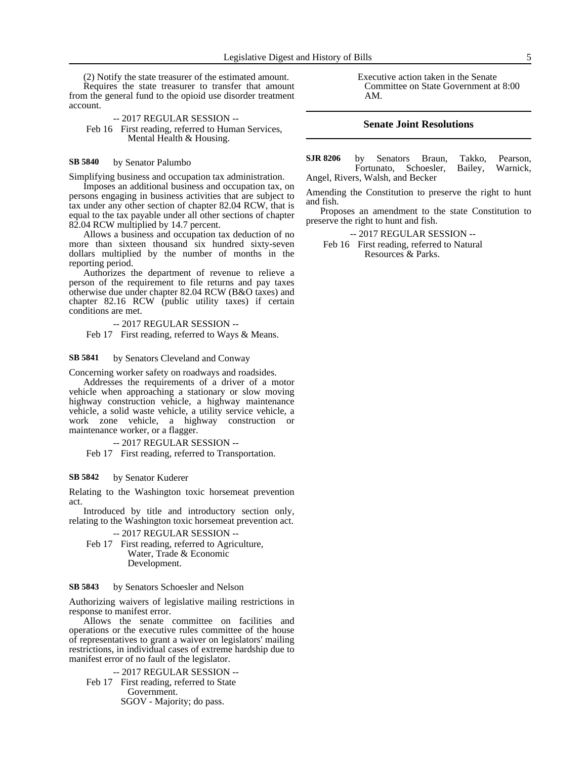(2) Notify the state treasurer of the estimated amount.

Requires the state treasurer to transfer that amount from the general fund to the opioid use disorder treatment account.

-- 2017 REGULAR SESSION --

Feb 16 First reading, referred to Human Services, Mental Health & Housing.

**SB 5840** by Senator Palumbo

Simplifying business and occupation tax administration.

Imposes an additional business and occupation tax, on persons engaging in business activities that are subject to tax under any other section of chapter 82.04 RCW, that is equal to the tax payable under all other sections of chapter 82.04 RCW multiplied by 14.7 percent.

Allows a business and occupation tax deduction of no more than sixteen thousand six hundred sixty-seven dollars multiplied by the number of months in the reporting period.

Authorizes the department of revenue to relieve a person of the requirement to file returns and pay taxes otherwise due under chapter 82.04 RCW (B&O taxes) and chapter 82.16 RCW (public utility taxes) if certain conditions are met.

-- 2017 REGULAR SESSION --

Feb 17 First reading, referred to Ways & Means.

**SB 5841** by Senators Cleveland and Conway

Concerning worker safety on roadways and roadsides.

Addresses the requirements of a driver of a motor vehicle when approaching a stationary or slow moving highway construction vehicle, a highway maintenance vehicle, a solid waste vehicle, a utility service vehicle, a work zone vehicle, a highway construction or maintenance worker, or a flagger.

-- 2017 REGULAR SESSION --

Feb 17 First reading, referred to Transportation.

**SB 5842** by Senator Kuderer

Relating to the Washington toxic horsemeat prevention act.

Introduced by title and introductory section only, relating to the Washington toxic horsemeat prevention act.

-- 2017 REGULAR SESSION --

Feb 17 First reading, referred to Agriculture, Water, Trade & Economic Development.

**SB 5843** by Senators Schoesler and Nelson

Authorizing waivers of legislative mailing restrictions in response to manifest error.

Allows the senate committee on facilities and operations or the executive rules committee of the house of representatives to grant a waiver on legislators' mailing restrictions, in individual cases of extreme hardship due to manifest error of no fault of the legislator.

-- 2017 REGULAR SESSION --

Feb 17 First reading, referred to State Government.

SGOV - Majority; do pass.

Executive action taken in the Senate Committee on State Government at 8:00 AM.

## Senate Joint Resolutions

**SJR 8206** by Senators Braun, Takko, Pearson, Fortunato, Schoesler, Bailey, Warnick, Angel, Rivers, Walsh, and Becker

Amending the Constitution to preserve the right to hunt and fish.

Proposes an amendment to the state Constitution to preserve the right to hunt and fish.

-- 2017 REGULAR SESSION --

Feb 16 First reading, referred to Natural Resources & Parks.